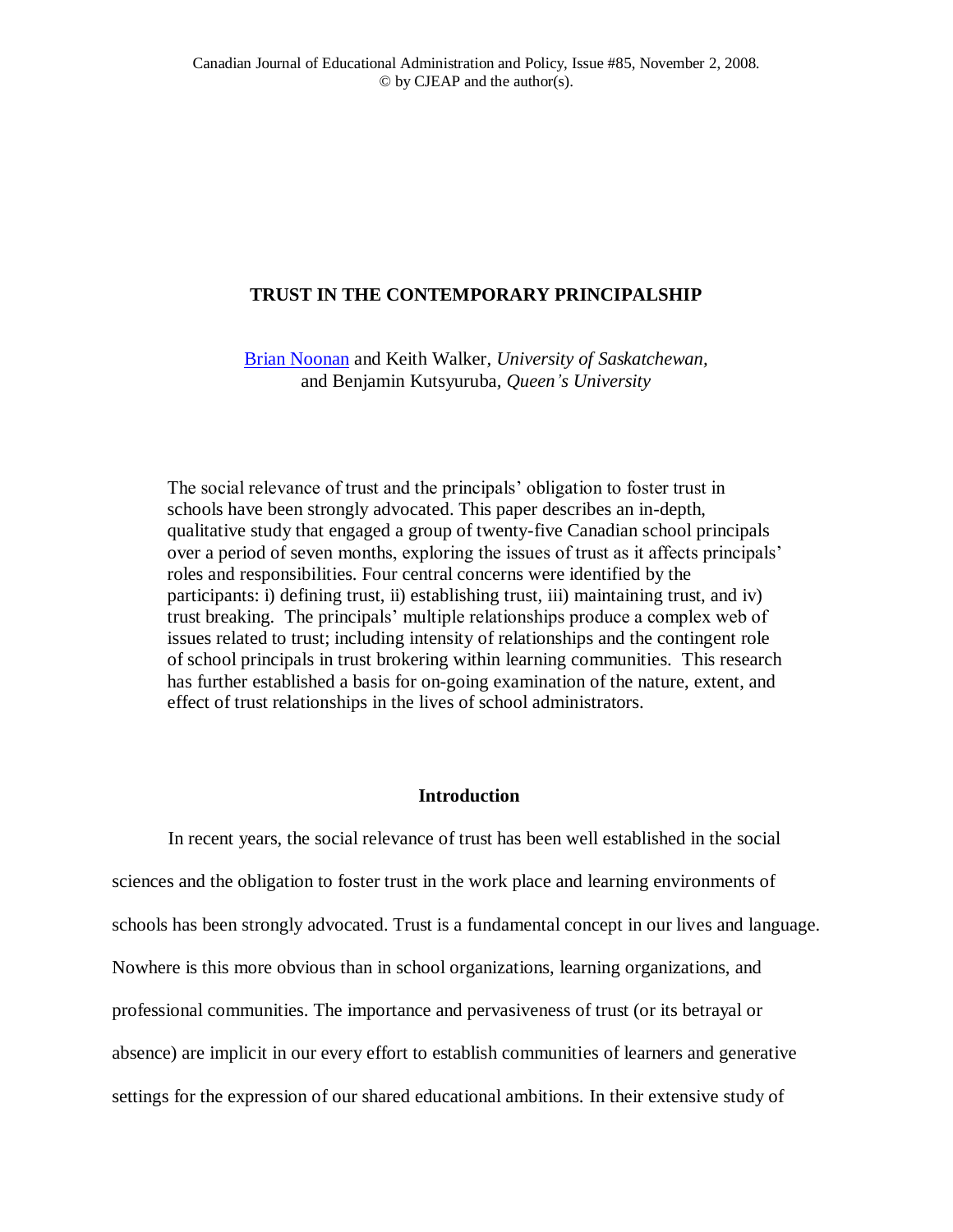Canadian Journal of Educational Administration and Policy, Issue #85, November 2, 2008.
© by CJEAP and the author(s).

# TRUST IN THE CONTEMPORARY PRINCIPALSHIP

Brian Noonan and Keith Walker, *University of Saskatchewan*,
and Benjamin Kutsyuruba, *Queen's University*

The social relevance of trust and the principals' obligation to foster trust in schools have been strongly advocated. This paper describes an in-depth, qualitative study that engaged a group of twenty-five Canadian school principals over a period of seven months, exploring the issues of trust as it affects principals' roles and responsibilities. Four central concerns were identified by the participants: i) defining trust, ii) establishing trust, iii) maintaining trust, and iv) trust breaking. The principals' multiple relationships produce a complex web of issues related to trust; including intensity of relationships and the contingent role of school principals in trust brokering within learning communities. This research has further established a basis for on-going examination of the nature, extent, and effect of trust relationships in the lives of school administrators.

## Introduction

In recent years, the social relevance of trust has been well established in the social sciences and the obligation to foster trust in the work place and learning environments of schools has been strongly advocated. Trust is a fundamental concept in our lives and language. Nowhere is this more obvious than in school organizations, learning organizations, and professional communities. The importance and pervasiveness of trust (or its betrayal or absence) are implicit in our every effort to establish communities of learners and generative settings for the expression of our shared educational ambitions. In their extensive study of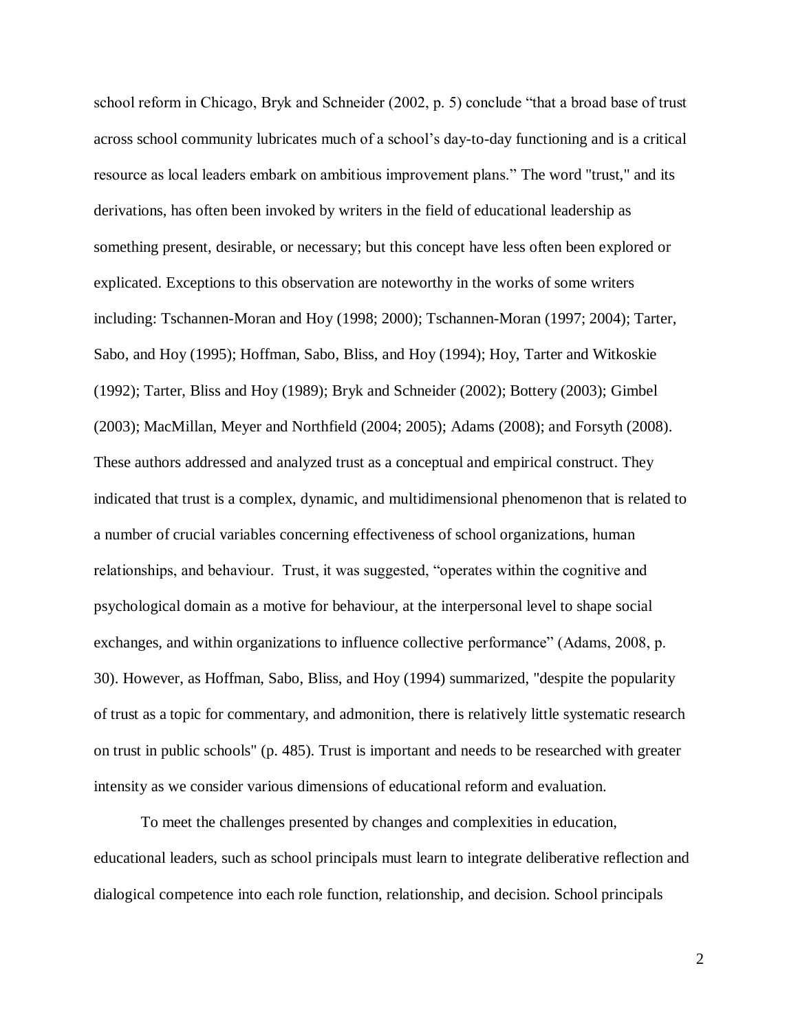school reform in Chicago, Bryk and Schneider (2002, p. 5) conclude “that a broad base of trust across school community lubricates much of a school’s day-to-day functioning and is a critical resource as local leaders embark on ambitious improvement plans.” The word "trust," and its derivations, has often been invoked by writers in the field of educational leadership as something present, desirable, or necessary; but this concept have less often been explored or explicated. Exceptions to this observation are noteworthy in the works of some writers including: Tschannen-Moran and Hoy (1998; 2000); Tschannen-Moran (1997; 2004); Tarter, Sabo, and Hoy (1995); Hoffman, Sabo, Bliss, and Hoy (1994); Hoy, Tarter and Witkoskie (1992); Tarter, Bliss and Hoy (1989); Bryk and Schneider (2002); Bottery (2003); Gimbel (2003); MacMillan, Meyer and Northfield (2004; 2005); Adams (2008); and Forsyth (2008). These authors addressed and analyzed trust as a conceptual and empirical construct. They indicated that trust is a complex, dynamic, and multidimensional phenomenon that is related to a number of crucial variables concerning effectiveness of school organizations, human relationships, and behaviour. Trust, it was suggested, “operates within the cognitive and psychological domain as a motive for behaviour, at the interpersonal level to shape social exchanges, and within organizations to influence collective performance” (Adams, 2008, p. 30). However, as Hoffman, Sabo, Bliss, and Hoy (1994) summarized, "despite the popularity of trust as a topic for commentary, and admonition, there is relatively little systematic research on trust in public schools" (p. 485). Trust is important and needs to be researched with greater intensity as we consider various dimensions of educational reform and evaluation.

To meet the challenges presented by changes and complexities in education, educational leaders, such as school principals must learn to integrate deliberative reflection and dialogical competence into each role function, relationship, and decision. School principals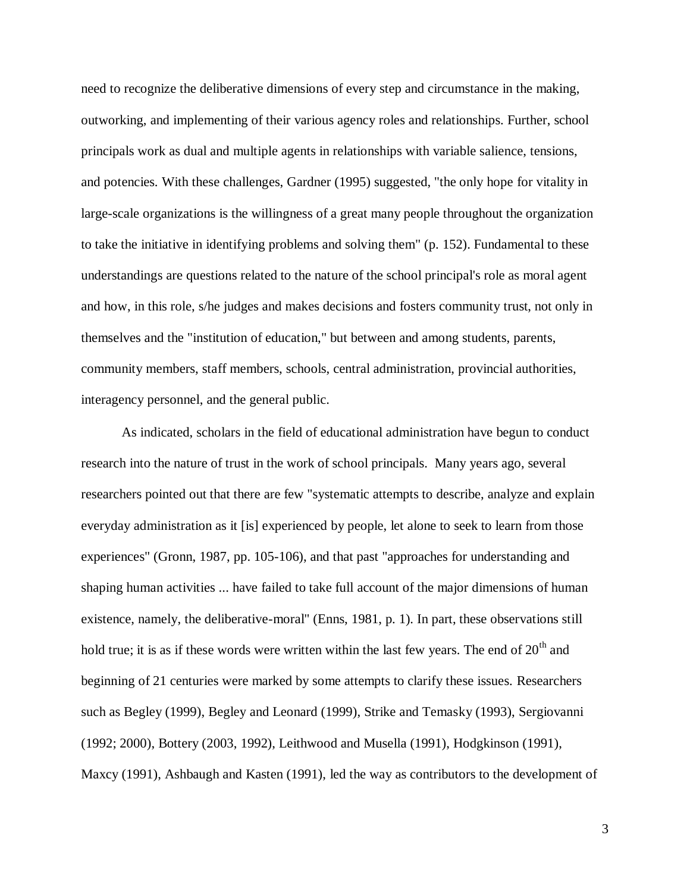need to recognize the deliberative dimensions of every step and circumstance in the making, outworking, and implementing of their various agency roles and relationships. Further, school principals work as dual and multiple agents in relationships with variable salience, tensions, and potencies. With these challenges, Gardner (1995) suggested, "the only hope for vitality in large-scale organizations is the willingness of a great many people throughout the organization to take the initiative in identifying problems and solving them" (p. 152). Fundamental to these understandings are questions related to the nature of the school principal's role as moral agent and how, in this role, s/he judges and makes decisions and fosters community trust, not only in themselves and the "institution of education," but between and among students, parents, community members, staff members, schools, central administration, provincial authorities, interagency personnel, and the general public.

As indicated, scholars in the field of educational administration have begun to conduct research into the nature of trust in the work of school principals. Many years ago, several researchers pointed out that there are few "systematic attempts to describe, analyze and explain everyday administration as it [is] experienced by people, let alone to seek to learn from those experiences" (Gronn, 1987, pp. 105-106), and that past "approaches for understanding and shaping human activities ... have failed to take full account of the major dimensions of human existence, namely, the deliberative-moral" (Enns, 1981, p. 1). In part, these observations still hold true; it is as if these words were written within the last few years. The end of 20th and beginning of 21 centuries were marked by some attempts to clarify these issues. Researchers such as Begley (1999), Begley and Leonard (1999), Strike and Temasky (1993), Sergiovanni (1992; 2000), Bottery (2003, 1992), Leithwood and Musella (1991), Hodgkinson (1991), Maxcy (1991), Ashbaugh and Kasten (1991), led the way as contributors to the development of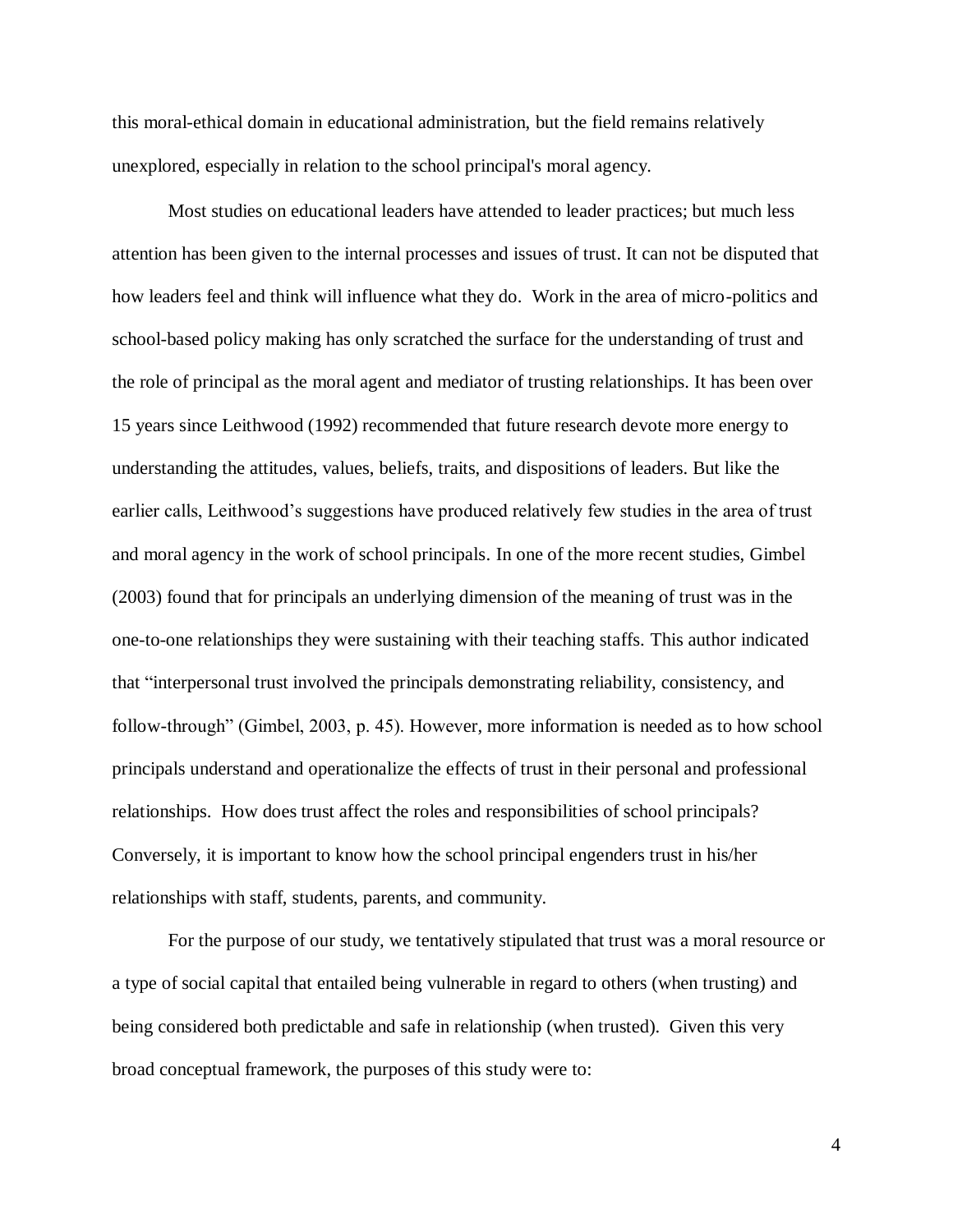this moral-ethical domain in educational administration, but the field remains relatively unexplored, especially in relation to the school principal's moral agency.

Most studies on educational leaders have attended to leader practices; but much less attention has been given to the internal processes and issues of trust. It can not be disputed that how leaders feel and think will influence what they do. Work in the area of micro-politics and school-based policy making has only scratched the surface for the understanding of trust and the role of principal as the moral agent and mediator of trusting relationships. It has been over 15 years since Leithwood (1992) recommended that future research devote more energy to understanding the attitudes, values, beliefs, traits, and dispositions of leaders. But like the earlier calls, Leithwood's suggestions have produced relatively few studies in the area of trust and moral agency in the work of school principals. In one of the more recent studies, Gimbel (2003) found that for principals an underlying dimension of the meaning of trust was in the one-to-one relationships they were sustaining with their teaching staffs. This author indicated that "interpersonal trust involved the principals demonstrating reliability, consistency, and follow-through" (Gimbel, 2003, p. 45). However, more information is needed as to how school principals understand and operationalize the effects of trust in their personal and professional relationships. How does trust affect the roles and responsibilities of school principals? Conversely, it is important to know how the school principal engenders trust in his/her relationships with staff, students, parents, and community.

For the purpose of our study, we tentatively stipulated that trust was a moral resource or a type of social capital that entailed being vulnerable in regard to others (when trusting) and being considered both predictable and safe in relationship (when trusted). Given this very broad conceptual framework, the purposes of this study were to: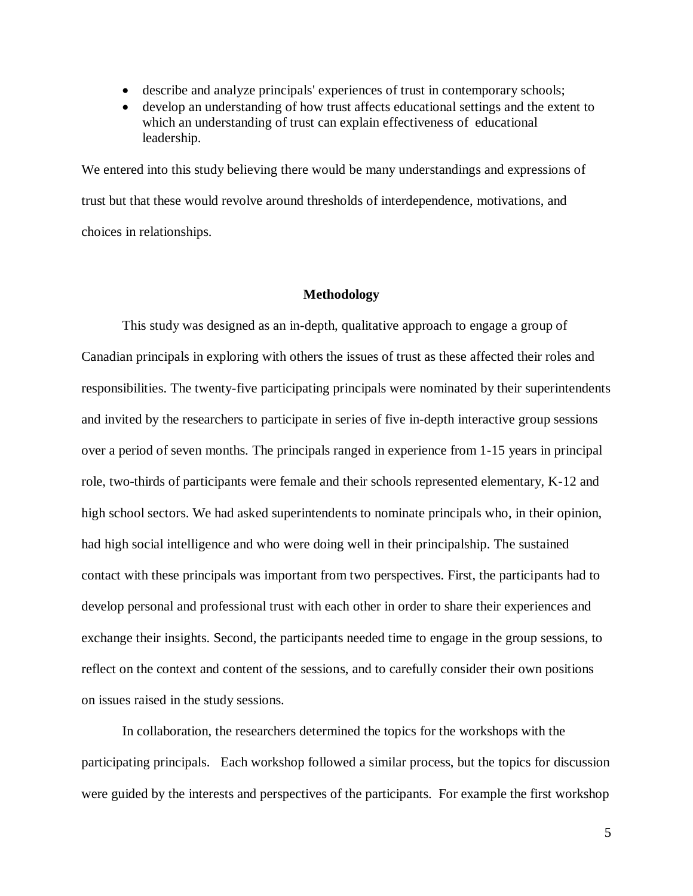- describe and analyze principals' experiences of trust in contemporary schools;
- develop an understanding of how trust affects educational settings and the extent to which an understanding of trust can explain effectiveness of educational leadership.

We entered into this study believing there would be many understandings and expressions of trust but that these would revolve around thresholds of interdependence, motivations, and choices in relationships.

## Methodology

This study was designed as an in-depth, qualitative approach to engage a group of Canadian principals in exploring with others the issues of trust as these affected their roles and responsibilities. The twenty-five participating principals were nominated by their superintendents and invited by the researchers to participate in series of five in-depth interactive group sessions over a period of seven months. The principals ranged in experience from 1-15 years in principal role, two-thirds of participants were female and their schools represented elementary, K-12 and high school sectors. We had asked superintendents to nominate principals who, in their opinion, had high social intelligence and who were doing well in their principalship. The sustained contact with these principals was important from two perspectives. First, the participants had to develop personal and professional trust with each other in order to share their experiences and exchange their insights. Second, the participants needed time to engage in the group sessions, to reflect on the context and content of the sessions, and to carefully consider their own positions on issues raised in the study sessions.

In collaboration, the researchers determined the topics for the workshops with the participating principals. Each workshop followed a similar process, but the topics for discussion were guided by the interests and perspectives of the participants. For example the first workshop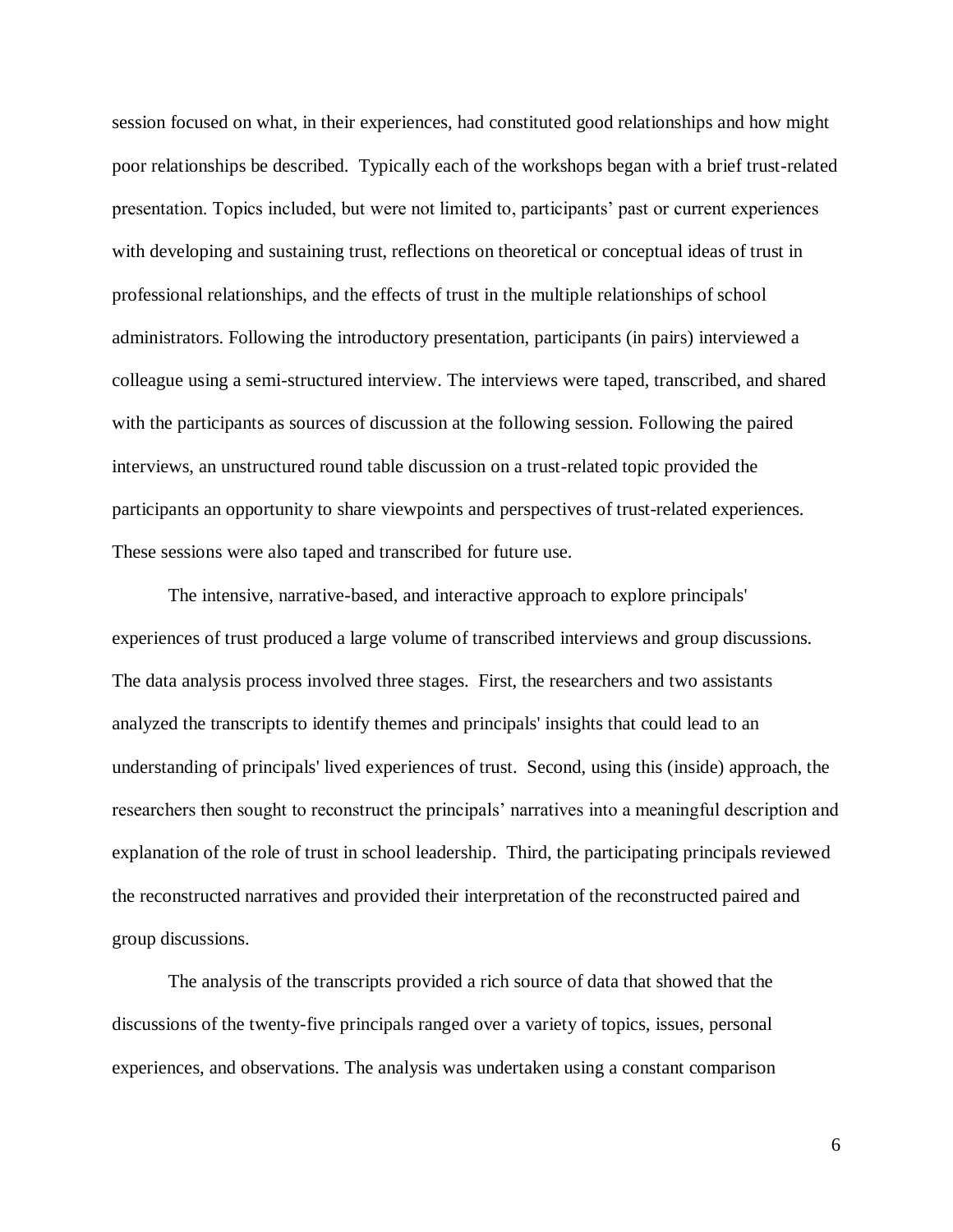session focused on what, in their experiences, had constituted good relationships and how might poor relationships be described. Typically each of the workshops began with a brief trust-related presentation. Topics included, but were not limited to, participants' past or current experiences with developing and sustaining trust, reflections on theoretical or conceptual ideas of trust in professional relationships, and the effects of trust in the multiple relationships of school administrators. Following the introductory presentation, participants (in pairs) interviewed a colleague using a semi-structured interview. The interviews were taped, transcribed, and shared with the participants as sources of discussion at the following session. Following the paired interviews, an unstructured round table discussion on a trust-related topic provided the participants an opportunity to share viewpoints and perspectives of trust-related experiences. These sessions were also taped and transcribed for future use.

The intensive, narrative-based, and interactive approach to explore principals' experiences of trust produced a large volume of transcribed interviews and group discussions. The data analysis process involved three stages. First, the researchers and two assistants analyzed the transcripts to identify themes and principals' insights that could lead to an understanding of principals' lived experiences of trust. Second, using this (inside) approach, the researchers then sought to reconstruct the principals' narratives into a meaningful description and explanation of the role of trust in school leadership. Third, the participating principals reviewed the reconstructed narratives and provided their interpretation of the reconstructed paired and group discussions.

The analysis of the transcripts provided a rich source of data that showed that the discussions of the twenty-five principals ranged over a variety of topics, issues, personal experiences, and observations. The analysis was undertaken using a constant comparison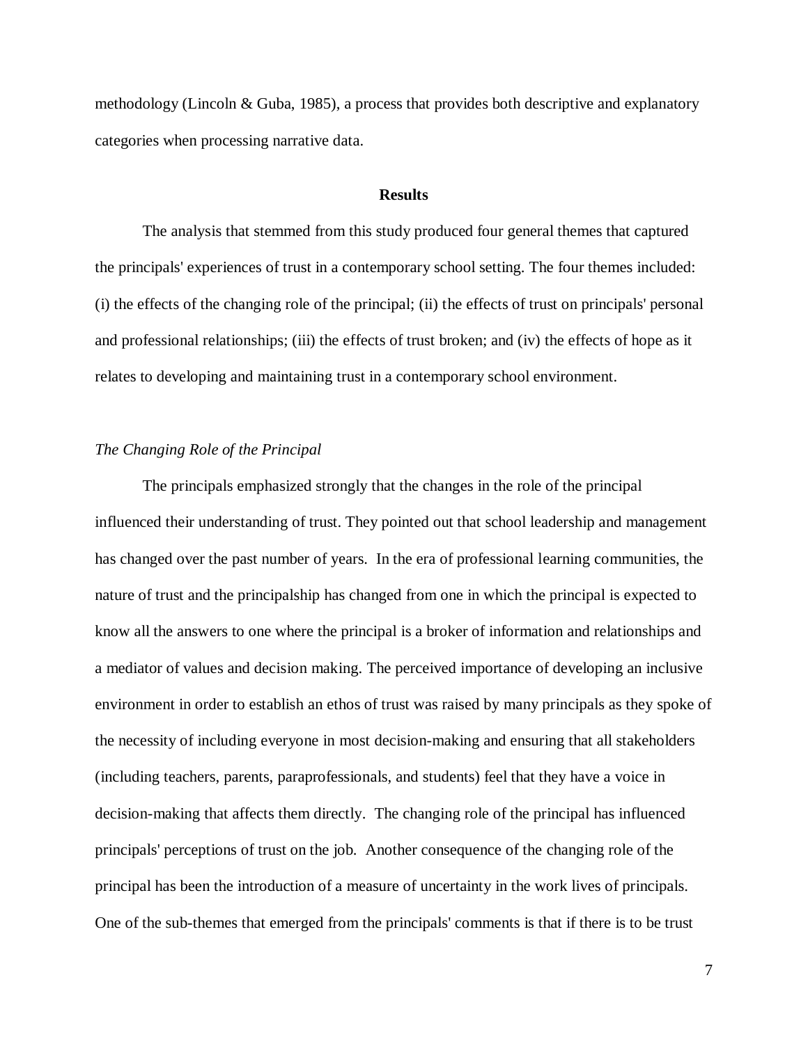methodology (Lincoln & Guba, 1985), a process that provides both descriptive and explanatory categories when processing narrative data.

## Results

The analysis that stemmed from this study produced four general themes that captured the principals' experiences of trust in a contemporary school setting. The four themes included: (i) the effects of the changing role of the principal; (ii) the effects of trust on principals' personal and professional relationships; (iii) the effects of trust broken; and (iv) the effects of hope as it relates to developing and maintaining trust in a contemporary school environment.

### *The Changing Role of the Principal*

The principals emphasized strongly that the changes in the role of the principal influenced their understanding of trust. They pointed out that school leadership and management has changed over the past number of years. In the era of professional learning communities, the nature of trust and the principalship has changed from one in which the principal is expected to know all the answers to one where the principal is a broker of information and relationships and a mediator of values and decision making. The perceived importance of developing an inclusive environment in order to establish an ethos of trust was raised by many principals as they spoke of the necessity of including everyone in most decision-making and ensuring that all stakeholders (including teachers, parents, paraprofessionals, and students) feel that they have a voice in decision-making that affects them directly. The changing role of the principal has influenced principals' perceptions of trust on the job. Another consequence of the changing role of the principal has been the introduction of a measure of uncertainty in the work lives of principals. One of the sub-themes that emerged from the principals' comments is that if there is to be trust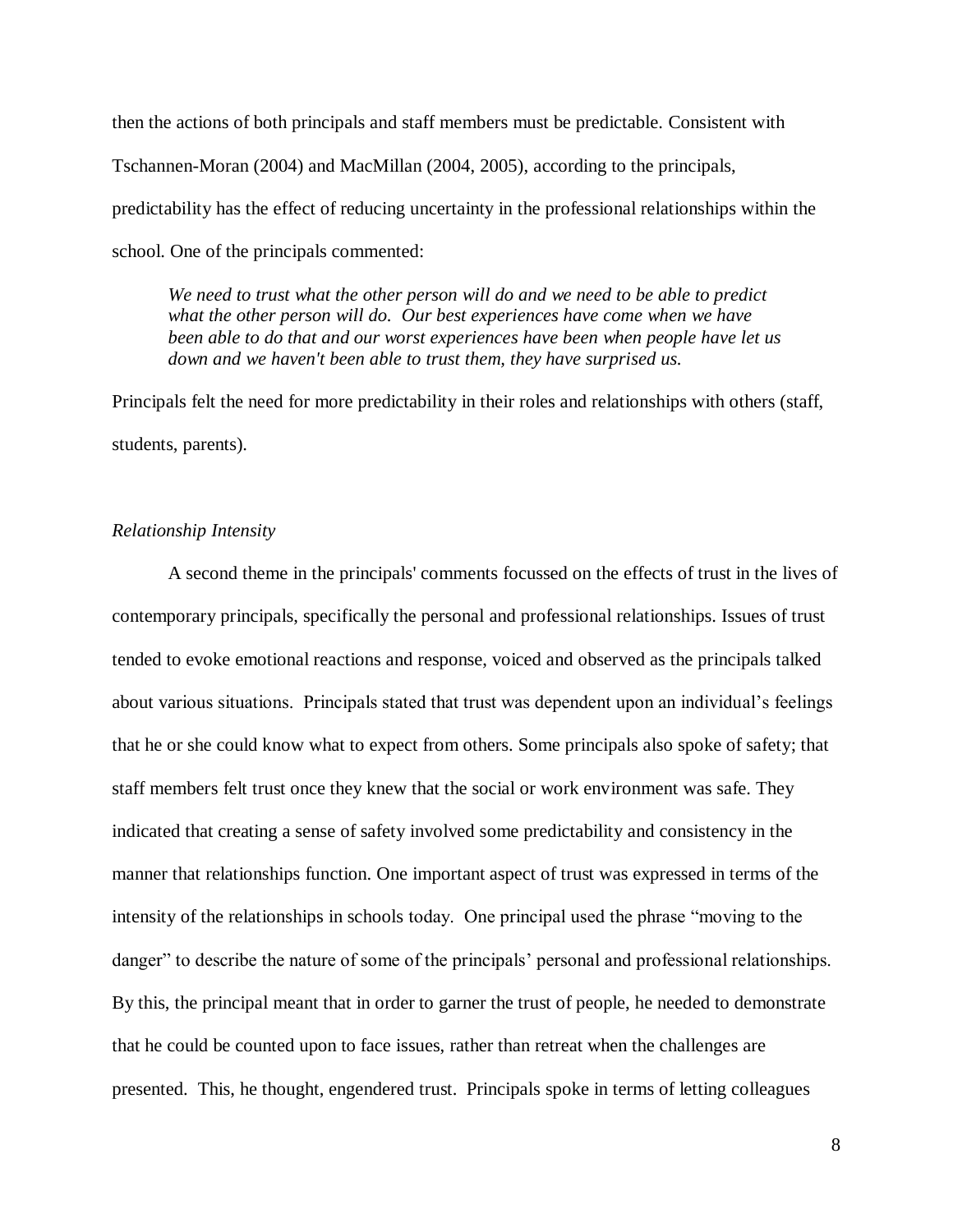then the actions of both principals and staff members must be predictable. Consistent with Tschannen-Moran (2004) and MacMillan (2004, 2005), according to the principals, predictability has the effect of reducing uncertainty in the professional relationships within the school. One of the principals commented:

> *We need to trust what the other person will do and we need to be able to predict what the other person will do. Our best experiences have come when we have been able to do that and our worst experiences have been when people have let us down and we haven't been able to trust them, they have surprised us.*

Principals felt the need for more predictability in their roles and relationships with others (staff, students, parents).

### *Relationship Intensity*

A second theme in the principals' comments focussed on the effects of trust in the lives of contemporary principals, specifically the personal and professional relationships. Issues of trust tended to evoke emotional reactions and response, voiced and observed as the principals talked about various situations. Principals stated that trust was dependent upon an individual's feelings that he or she could know what to expect from others. Some principals also spoke of safety; that staff members felt trust once they knew that the social or work environment was safe. They indicated that creating a sense of safety involved some predictability and consistency in the manner that relationships function. One important aspect of trust was expressed in terms of the intensity of the relationships in schools today. One principal used the phrase "moving to the danger" to describe the nature of some of the principals' personal and professional relationships. By this, the principal meant that in order to garner the trust of people, he needed to demonstrate that he could be counted upon to face issues, rather than retreat when the challenges are presented. This, he thought, engendered trust. Principals spoke in terms of letting colleagues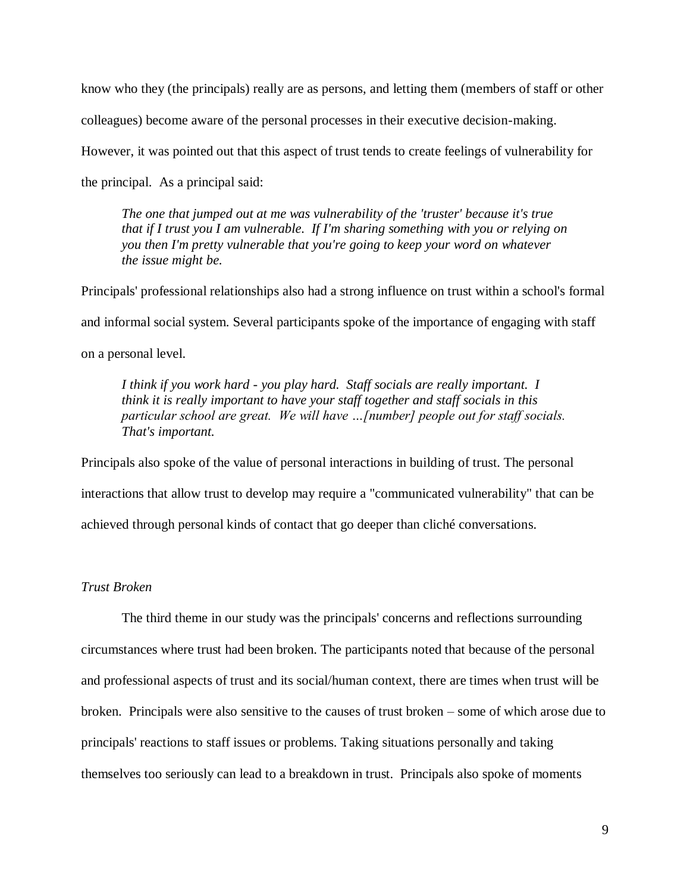know who they (the principals) really are as persons, and letting them (members of staff or other colleagues) become aware of the personal processes in their executive decision-making. However, it was pointed out that this aspect of trust tends to create feelings of vulnerability for the principal. As a principal said:

> *The one that jumped out at me was vulnerability of the 'truster' because it's true that if I trust you I am vulnerable. If I'm sharing something with you or relying on you then I'm pretty vulnerable that you're going to keep your word on whatever the issue might be.*

Principals' professional relationships also had a strong influence on trust within a school's formal and informal social system. Several participants spoke of the importance of engaging with staff on a personal level.

> *I think if you work hard - you play hard. Staff socials are really important. I think it is really important to have your staff together and staff socials in this particular school are great. We will have …[number] people out for staff socials. That's important.*

Principals also spoke of the value of personal interactions in building of trust. The personal interactions that allow trust to develop may require a "communicated vulnerability" that can be achieved through personal kinds of contact that go deeper than cliché conversations.

### *Trust Broken*

The third theme in our study was the principals' concerns and reflections surrounding circumstances where trust had been broken. The participants noted that because of the personal and professional aspects of trust and its social/human context, there are times when trust will be broken. Principals were also sensitive to the causes of trust broken – some of which arose due to principals' reactions to staff issues or problems. Taking situations personally and taking themselves too seriously can lead to a breakdown in trust. Principals also spoke of moments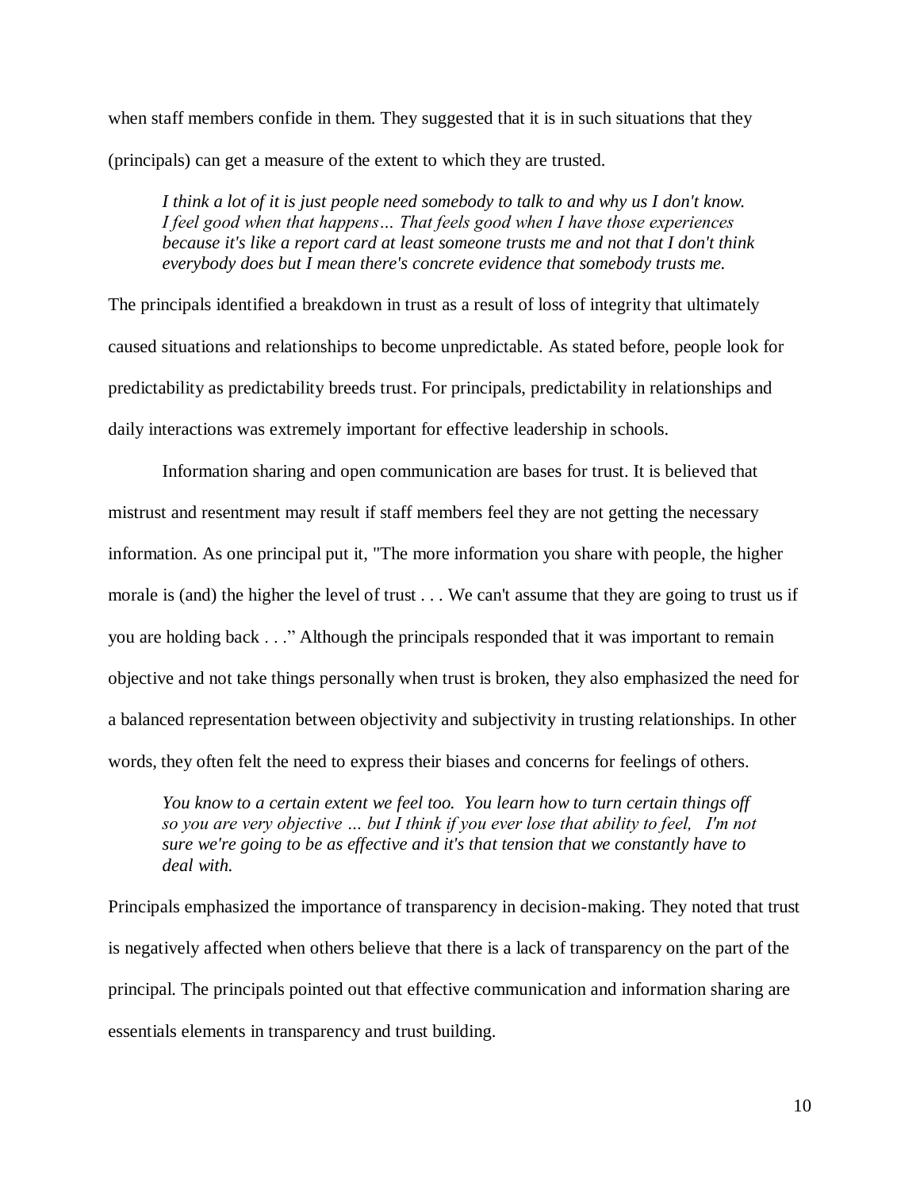when staff members confide in them. They suggested that it is in such situations that they (principals) can get a measure of the extent to which they are trusted.

> *I think a lot of it is just people need somebody to talk to and why us I don't know. I feel good when that happens… That feels good when I have those experiences because it's like a report card at least someone trusts me and not that I don't think everybody does but I mean there's concrete evidence that somebody trusts me.*

The principals identified a breakdown in trust as a result of loss of integrity that ultimately caused situations and relationships to become unpredictable. As stated before, people look for predictability as predictability breeds trust. For principals, predictability in relationships and daily interactions was extremely important for effective leadership in schools.

Information sharing and open communication are bases for trust. It is believed that mistrust and resentment may result if staff members feel they are not getting the necessary information. As one principal put it, "The more information you share with people, the higher morale is (and) the higher the level of trust . . . We can't assume that they are going to trust us if you are holding back . . ." Although the principals responded that it was important to remain objective and not take things personally when trust is broken, they also emphasized the need for a balanced representation between objectivity and subjectivity in trusting relationships. In other words, they often felt the need to express their biases and concerns for feelings of others.

> *You know to a certain extent we feel too. You learn how to turn certain things off so you are very objective … but I think if you ever lose that ability to feel, I'm not sure we're going to be as effective and it's that tension that we constantly have to deal with.*

Principals emphasized the importance of transparency in decision-making. They noted that trust is negatively affected when others believe that there is a lack of transparency on the part of the principal. The principals pointed out that effective communication and information sharing are essentials elements in transparency and trust building.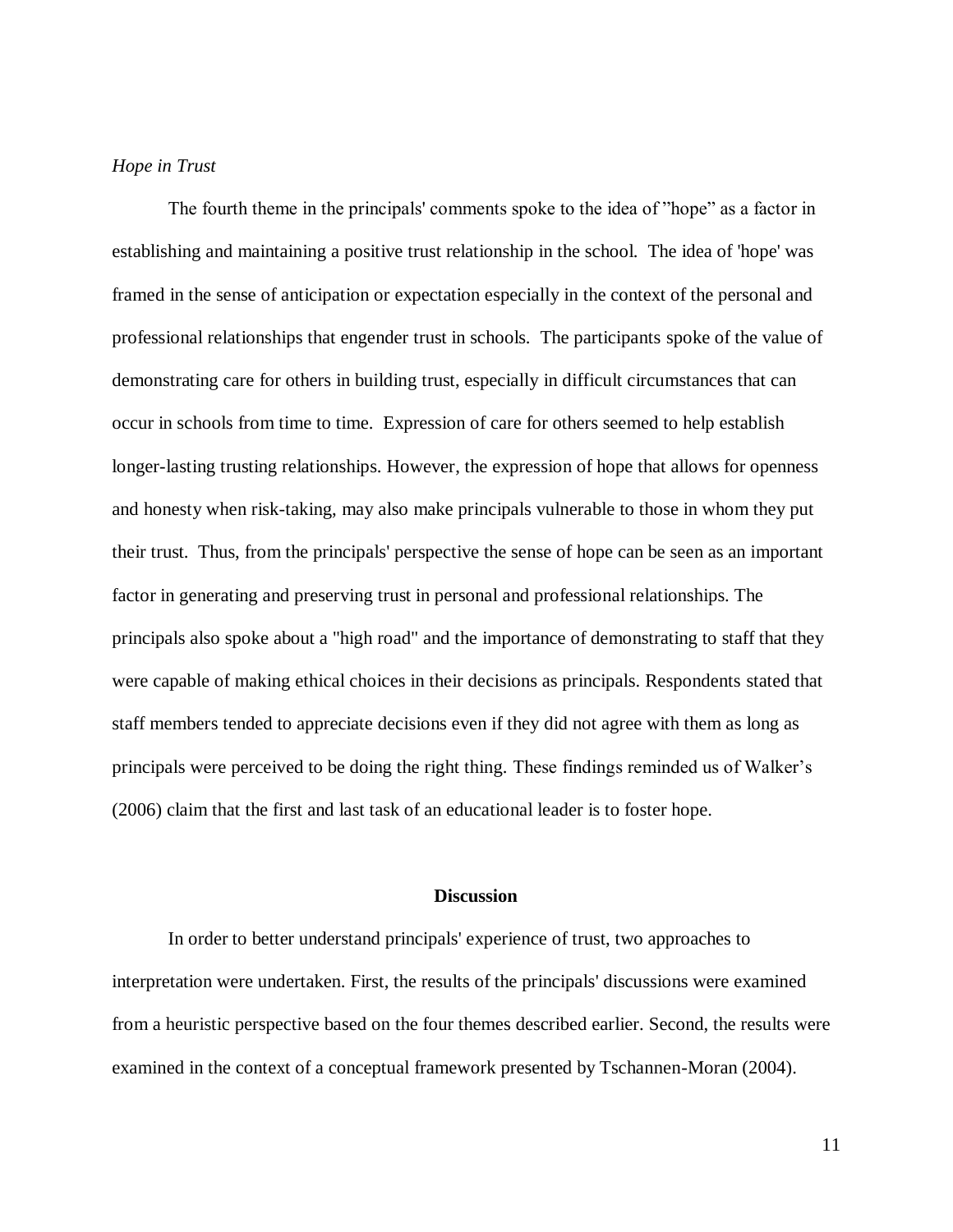*Hope in Trust*

The fourth theme in the principals' comments spoke to the idea of ”hope” as a factor in establishing and maintaining a positive trust relationship in the school. The idea of 'hope' was framed in the sense of anticipation or expectation especially in the context of the personal and professional relationships that engender trust in schools. The participants spoke of the value of demonstrating care for others in building trust, especially in difficult circumstances that can occur in schools from time to time. Expression of care for others seemed to help establish longer-lasting trusting relationships. However, the expression of hope that allows for openness and honesty when risk-taking, may also make principals vulnerable to those in whom they put their trust. Thus, from the principals' perspective the sense of hope can be seen as an important factor in generating and preserving trust in personal and professional relationships. The principals also spoke about a "high road" and the importance of demonstrating to staff that they were capable of making ethical choices in their decisions as principals. Respondents stated that staff members tended to appreciate decisions even if they did not agree with them as long as principals were perceived to be doing the right thing. These findings reminded us of Walker’s (2006) claim that the first and last task of an educational leader is to foster hope.

## Discussion

In order to better understand principals' experience of trust, two approaches to interpretation were undertaken. First, the results of the principals' discussions were examined from a heuristic perspective based on the four themes described earlier. Second, the results were examined in the context of a conceptual framework presented by Tschannen-Moran (2004).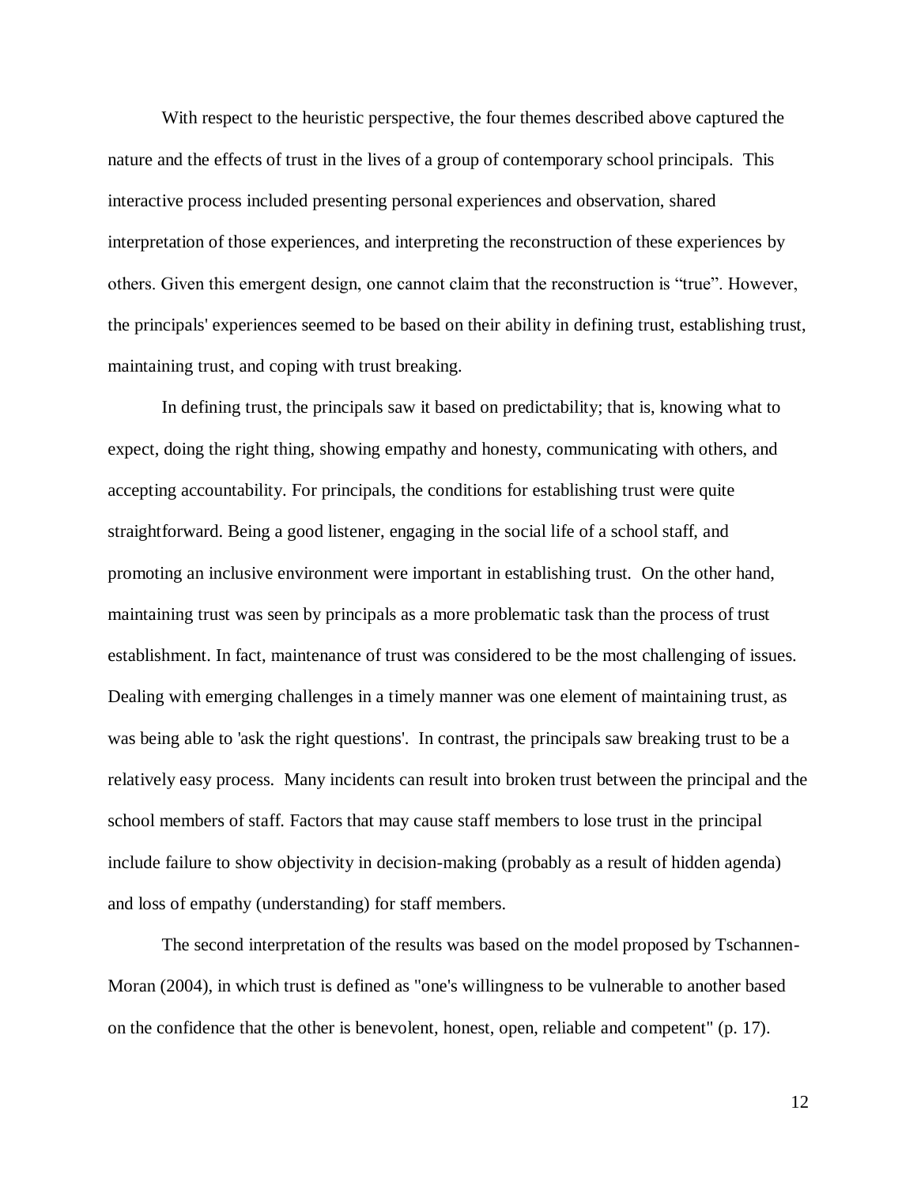With respect to the heuristic perspective, the four themes described above captured the nature and the effects of trust in the lives of a group of contemporary school principals. This interactive process included presenting personal experiences and observation, shared interpretation of those experiences, and interpreting the reconstruction of these experiences by others. Given this emergent design, one cannot claim that the reconstruction is "true". However, the principals' experiences seemed to be based on their ability in defining trust, establishing trust, maintaining trust, and coping with trust breaking.

In defining trust, the principals saw it based on predictability; that is, knowing what to expect, doing the right thing, showing empathy and honesty, communicating with others, and accepting accountability. For principals, the conditions for establishing trust were quite straightforward. Being a good listener, engaging in the social life of a school staff, and promoting an inclusive environment were important in establishing trust. On the other hand, maintaining trust was seen by principals as a more problematic task than the process of trust establishment. In fact, maintenance of trust was considered to be the most challenging of issues. Dealing with emerging challenges in a timely manner was one element of maintaining trust, as was being able to 'ask the right questions'. In contrast, the principals saw breaking trust to be a relatively easy process. Many incidents can result into broken trust between the principal and the school members of staff. Factors that may cause staff members to lose trust in the principal include failure to show objectivity in decision-making (probably as a result of hidden agenda) and loss of empathy (understanding) for staff members.

The second interpretation of the results was based on the model proposed by Tschannen-Moran (2004), in which trust is defined as "one's willingness to be vulnerable to another based on the confidence that the other is benevolent, honest, open, reliable and competent" (p. 17).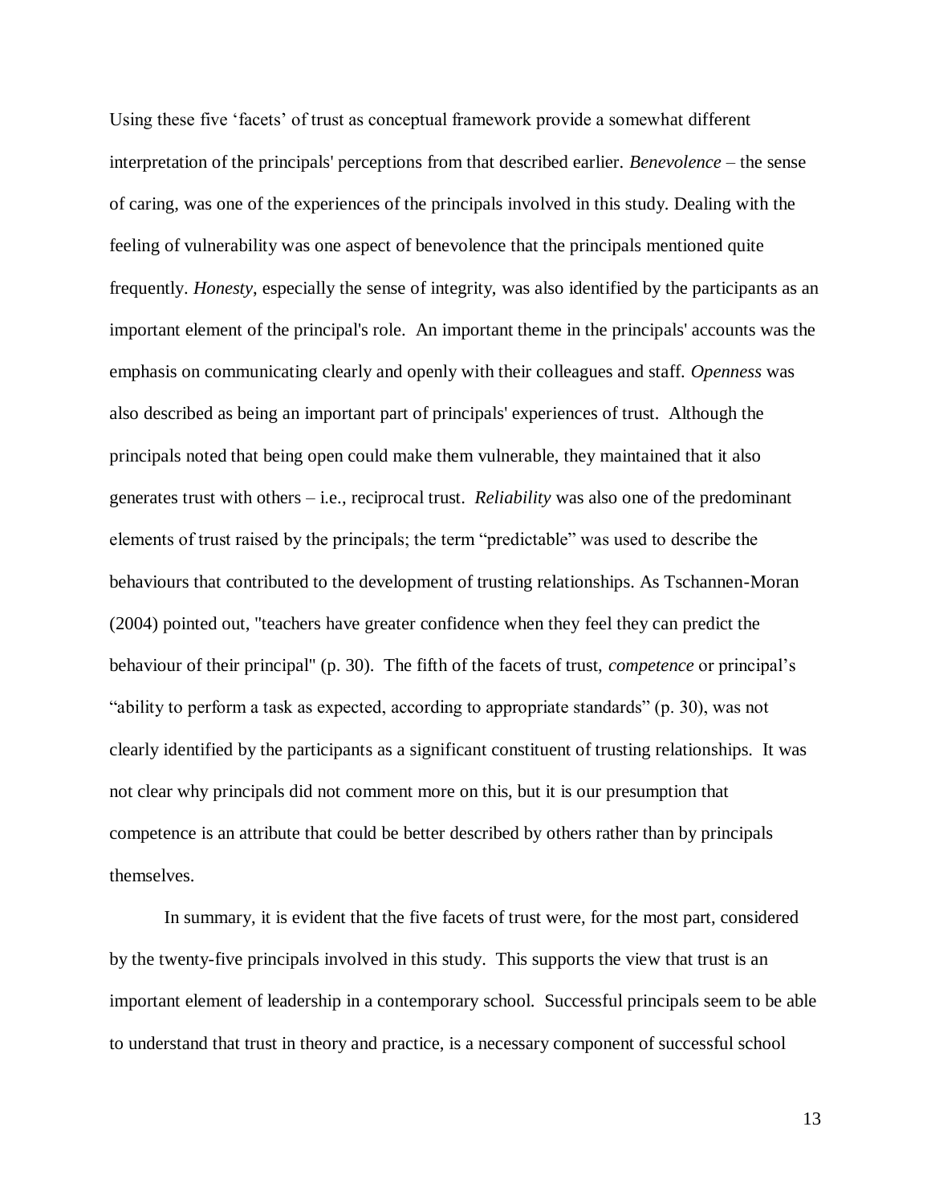Using these five ‘facets’ of trust as conceptual framework provide a somewhat different interpretation of the principals' perceptions from that described earlier. *Benevolence* – the sense of caring, was one of the experiences of the principals involved in this study. Dealing with the feeling of vulnerability was one aspect of benevolence that the principals mentioned quite frequently. *Honesty*, especially the sense of integrity, was also identified by the participants as an important element of the principal's role. An important theme in the principals' accounts was the emphasis on communicating clearly and openly with their colleagues and staff. *Openness* was also described as being an important part of principals' experiences of trust. Although the principals noted that being open could make them vulnerable, they maintained that it also generates trust with others – i.e., reciprocal trust. *Reliability* was also one of the predominant elements of trust raised by the principals; the term “predictable” was used to describe the behaviours that contributed to the development of trusting relationships. As Tschannen-Moran (2004) pointed out, "teachers have greater confidence when they feel they can predict the behaviour of their principal" (p. 30). The fifth of the facets of trust, *competence* or principal’s “ability to perform a task as expected, according to appropriate standards” (p. 30), was not clearly identified by the participants as a significant constituent of trusting relationships. It was not clear why principals did not comment more on this, but it is our presumption that competence is an attribute that could be better described by others rather than by principals themselves.

In summary, it is evident that the five facets of trust were, for the most part, considered by the twenty-five principals involved in this study. This supports the view that trust is an important element of leadership in a contemporary school. Successful principals seem to be able to understand that trust in theory and practice, is a necessary component of successful school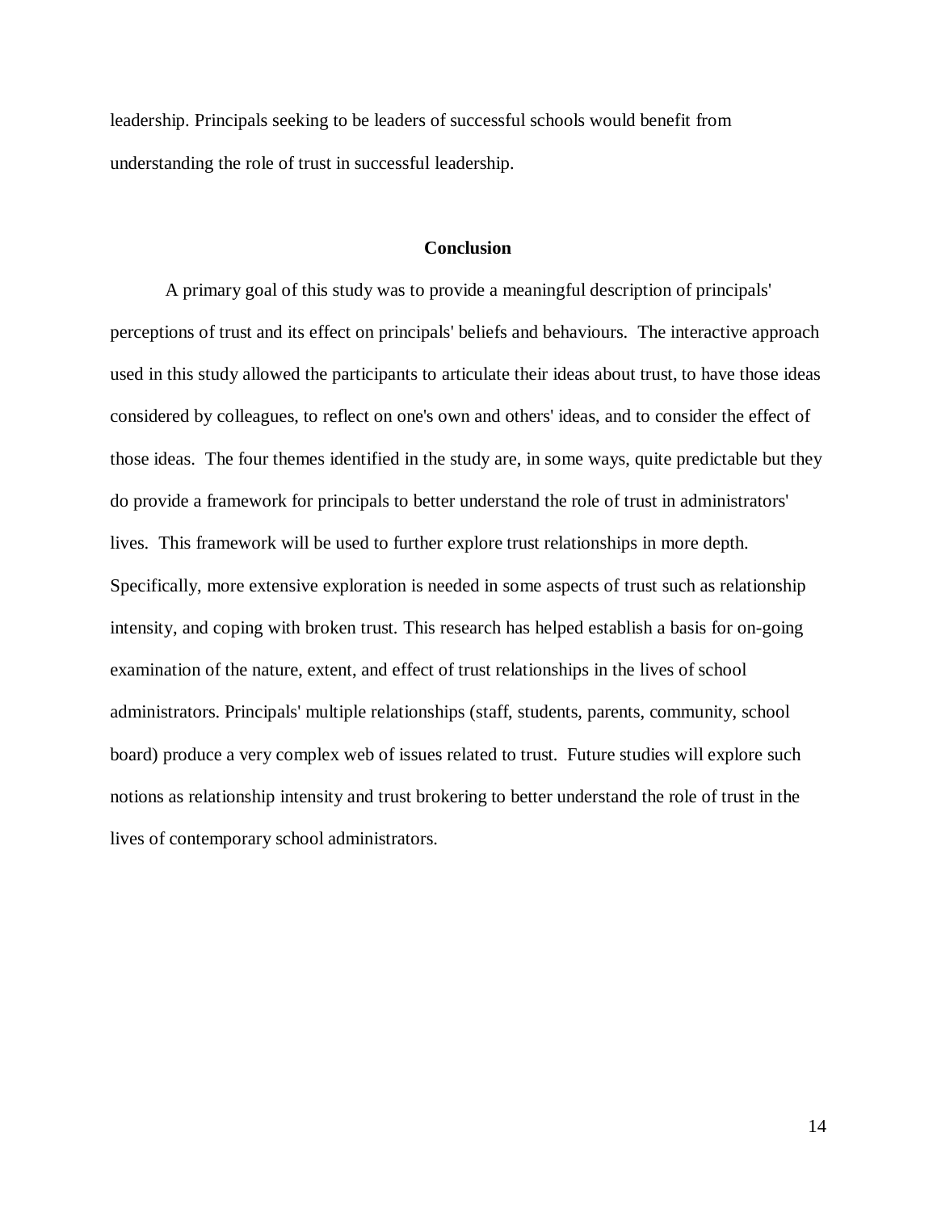leadership. Principals seeking to be leaders of successful schools would benefit from understanding the role of trust in successful leadership.

## Conclusion

A primary goal of this study was to provide a meaningful description of principals' perceptions of trust and its effect on principals' beliefs and behaviours. The interactive approach used in this study allowed the participants to articulate their ideas about trust, to have those ideas considered by colleagues, to reflect on one's own and others' ideas, and to consider the effect of those ideas. The four themes identified in the study are, in some ways, quite predictable but they do provide a framework for principals to better understand the role of trust in administrators' lives. This framework will be used to further explore trust relationships in more depth. Specifically, more extensive exploration is needed in some aspects of trust such as relationship intensity, and coping with broken trust. This research has helped establish a basis for on-going examination of the nature, extent, and effect of trust relationships in the lives of school administrators. Principals' multiple relationships (staff, students, parents, community, school board) produce a very complex web of issues related to trust. Future studies will explore such notions as relationship intensity and trust brokering to better understand the role of trust in the lives of contemporary school administrators.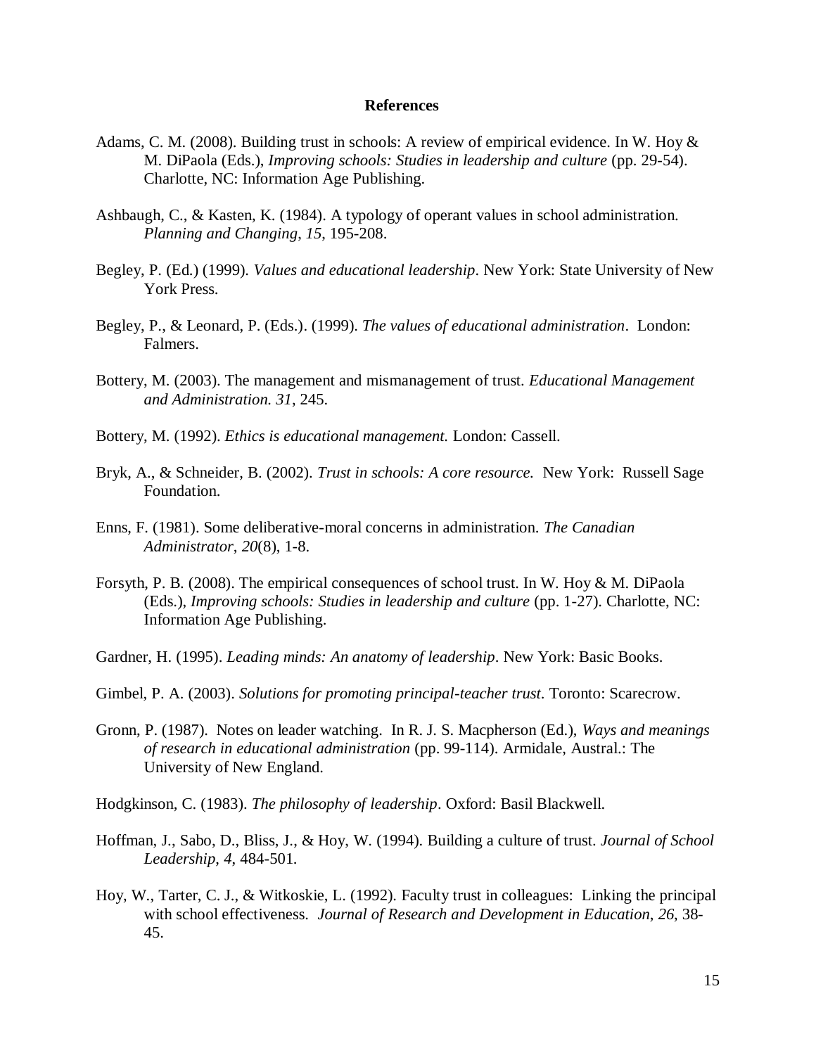## References

Adams, C. M. (2008). Building trust in schools: A review of empirical evidence. In W. Hoy & M. DiPaola (Eds.), *Improving schools: Studies in leadership and culture* (pp. 29-54). Charlotte, NC: Information Age Publishing.

Ashbaugh, C., & Kasten, K. (1984). A typology of operant values in school administration. *Planning and Changing*, *15*, 195-208.

Begley, P. (Ed.) (1999). *Values and educational leadership*. New York: State University of New York Press.

Begley, P., & Leonard, P. (Eds.). (1999). *The values of educational administration*. London: Falmers.

Bottery, M. (2003). The management and mismanagement of trust. *Educational Management and Administration. 31*, 245.

Bottery, M. (1992). *Ethics is educational management.* London: Cassell.

Bryk, A., & Schneider, B. (2002). *Trust in schools: A core resource.* New York: Russell Sage Foundation.

Enns, F. (1981). Some deliberative-moral concerns in administration. *The Canadian Administrator*, *20*(8), 1-8.

Forsyth, P. B. (2008). The empirical consequences of school trust. In W. Hoy & M. DiPaola (Eds.), *Improving schools: Studies in leadership and culture* (pp. 1-27). Charlotte, NC: Information Age Publishing.

Gardner, H. (1995). *Leading minds: An anatomy of leadership*. New York: Basic Books.

Gimbel, P. A. (2003). *Solutions for promoting principal-teacher trust*. Toronto: Scarecrow.

Gronn, P. (1987). Notes on leader watching. In R. J. S. Macpherson (Ed.), *Ways and meanings of research in educational administration* (pp. 99-114). Armidale, Austral.: The University of New England.

Hodgkinson, C. (1983). *The philosophy of leadership*. Oxford: Basil Blackwell.

Hoffman, J., Sabo, D., Bliss, J., & Hoy, W. (1994). Building a culture of trust. *Journal of School Leadership*, *4*, 484-501.

Hoy, W., Tarter, C. J., & Witkoskie, L. (1992). Faculty trust in colleagues: Linking the principal with school effectiveness. *Journal of Research and Development in Education*, *26*, 38-45.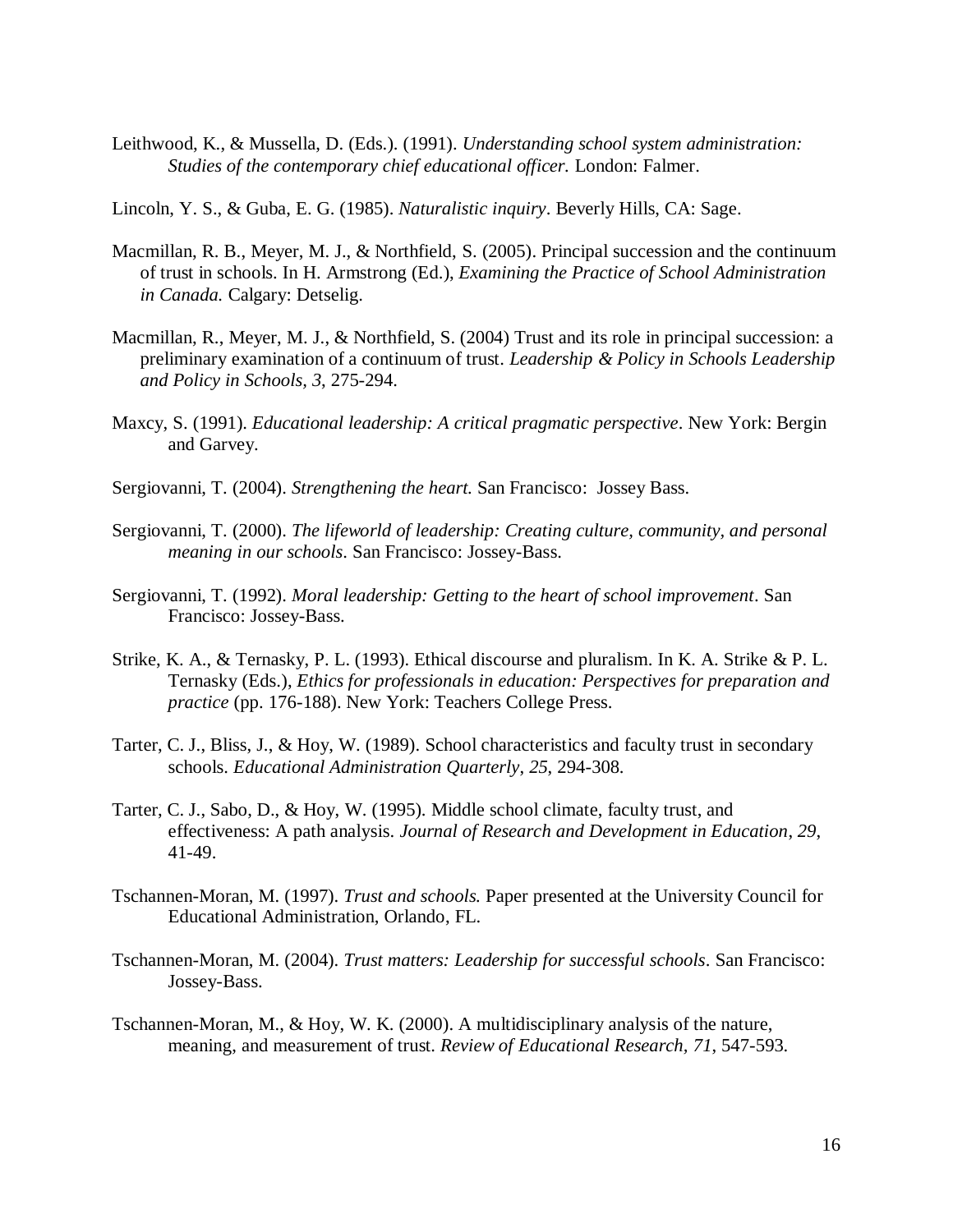Leithwood, K., & Mussella, D. (Eds.). (1991). *Understanding school system administration: Studies of the contemporary chief educational officer.* London: Falmer.

Lincoln, Y. S., & Guba, E. G. (1985). *Naturalistic inquiry*. Beverly Hills, CA: Sage.

Macmillan, R. B., Meyer, M. J., & Northfield, S. (2005). Principal succession and the continuum of trust in schools. In H. Armstrong (Ed.), *Examining the Practice of School Administration in Canada.* Calgary: Detselig.

Macmillan, R., Meyer, M. J., & Northfield, S. (2004) Trust and its role in principal succession: a preliminary examination of a continuum of trust. *Leadership & Policy in Schools Leadership and Policy in Schools, 3*, 275-294.

Maxcy, S. (1991). *Educational leadership: A critical pragmatic perspective*. New York: Bergin and Garvey.

Sergiovanni, T. (2004). *Strengthening the heart.* San Francisco: Jossey Bass.

Sergiovanni, T. (2000). *The lifeworld of leadership: Creating culture, community, and personal meaning in our schools.* San Francisco: Jossey-Bass.

Sergiovanni, T. (1992). *Moral leadership: Getting to the heart of school improvement*. San Francisco: Jossey-Bass.

Strike, K. A., & Ternasky, P. L. (1993). Ethical discourse and pluralism. In K. A. Strike & P. L. Ternasky (Eds.), *Ethics for professionals in education: Perspectives for preparation and practice* (pp. 176-188). New York: Teachers College Press.

Tarter, C. J., Bliss, J., & Hoy, W. (1989). School characteristics and faculty trust in secondary schools. *Educational Administration Quarterly*, *25*, 294-308.

Tarter, C. J., Sabo, D., & Hoy, W. (1995). Middle school climate, faculty trust, and effectiveness: A path analysis. *Journal of Research and Development in Education*, *29*, 41-49.

Tschannen-Moran, M. (1997). *Trust and schools.* Paper presented at the University Council for Educational Administration, Orlando, FL.

Tschannen-Moran, M. (2004). *Trust matters: Leadership for successful schools*. San Francisco: Jossey-Bass.

Tschannen-Moran, M., & Hoy, W. K. (2000). A multidisciplinary analysis of the nature, meaning, and measurement of trust. *Review of Educational Research, 71*, 547-593.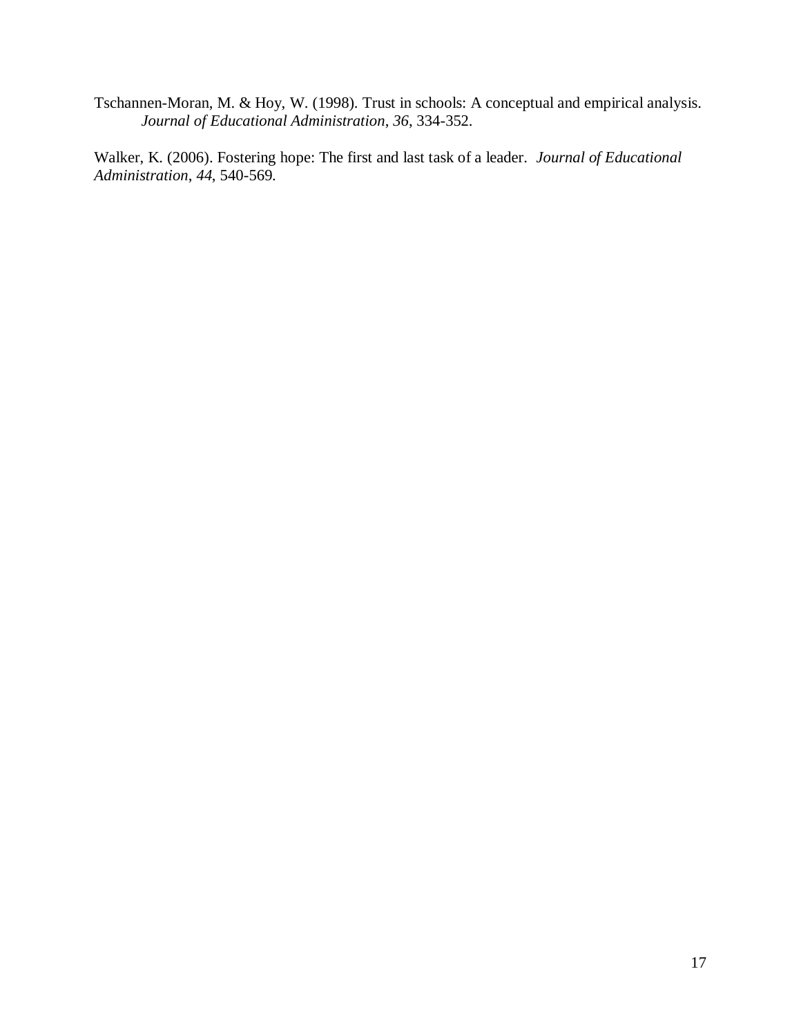Tschannen-Moran, M. & Hoy, W. (1998). Trust in schools: A conceptual and empirical analysis. *Journal of Educational Administration*, *36*, 334-352.

Walker, K. (2006). Fostering hope: The first and last task of a leader. *Journal of Educational Administration*, *44*, 540-569.